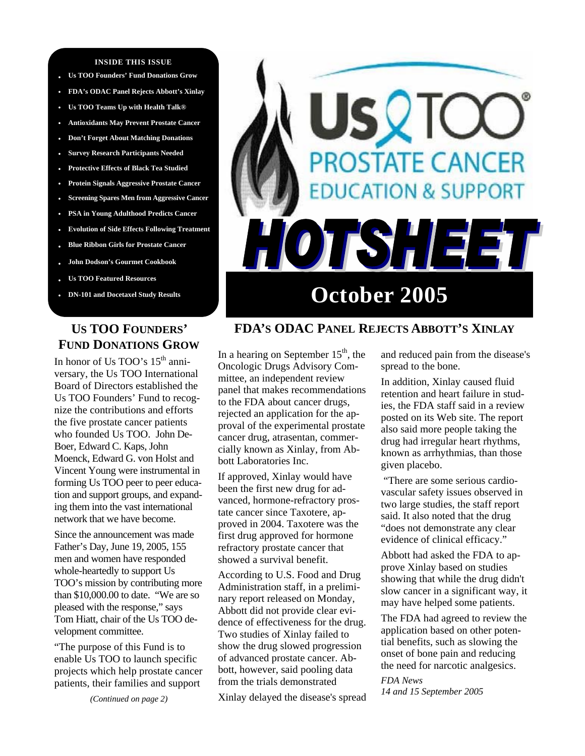**INSIDE THIS ISSUE**

- Us TOO Founders' Fund Donations Grow
- FDA's ODAC Panel Rejects Abbott's Xinlay
- Us TOO Teams Up with Health Talk®
- Antioxidants May Prevent Prostate Cancer
- Don't Forget About Matching Donations
- Survey Research Participants Needed
- Protective Effects of Black Tea Studied
- Protein Signals Aggressive Prostate Cancer
- Screening Spares Men from Aggressive Cancer
- PSA in Young Adulthood Predicts Cancer
- Evolution of Side Effects Following Treatment
- Blue Ribbon Girls for Prostate Cancer
- John Dodson's Gourmet Cookbook
- Us TOO Featured Resources
- DN-101 and Docetaxel Study Results

# Us TOO® PROSTATE CANCER EDUCATION & SUPPORT

# HOTSHEET

## October 2005

## US TOO FOUNDERS' FUND DONATIONS GROW

In honor of Us TOO's 15th anniversary, the Us TOO International Board of Directors established the Us TOO Founders' Fund to recognize the contributions and efforts the five prostate cancer patients who founded Us TOO. John DeBoer, Edward C. Kaps, John Moenck, Edward G. von Holst and Vincent Young were instrumental in forming Us TOO peer to peer education and support groups, and expanding them into the vast international network that we have become.

Since the announcement was made Father's Day, June 19, 2005, 155 men and women have responded whole-heartedly to support Us TOO's mission by contributing more than $10,000.00 to date. "We are so pleased with the response," says Tom Hiatt, chair of the Us TOO development committee.

"The purpose of this Fund is to enable Us TOO to launch specific projects which help prostate cancer patients, their families and support

*(Continued on page 2)*

## FDA'S ODAC PANEL REJECTS ABBOTT'S XINLAY

In a hearing on September 15th, the Oncologic Drugs Advisory Committee, an independent review panel that makes recommendations to the FDA about cancer drugs, rejected an application for the approval of the experimental prostate cancer drug, atrasentan, commercially known as Xinlay, from Abbott Laboratories Inc.

If approved, Xinlay would have been the first new drug for advanced, hormone-refractory prostate cancer since Taxotere, approved in 2004. Taxotere was the first drug approved for hormone refractory prostate cancer that showed a survival benefit.

According to U.S. Food and Drug Administration staff, in a preliminary report released on Monday, Abbott did not provide clear evidence of effectiveness for the drug. Two studies of Xinlay failed to show the drug slowed progression of advanced prostate cancer. Abbott, however, said pooling data from the trials demonstrated Xinlay delayed the disease's spread and reduced pain from the disease's spread to the bone.

In addition, Xinlay caused fluid retention and heart failure in studies, the FDA staff said in a review posted on its Web site. The report also said more people taking the drug had irregular heart rhythms, known as arrhythmias, than those given placebo.

"There are some serious cardiovascular safety issues observed in two large studies, the staff report said. It also noted that the drug "does not demonstrate any clear evidence of clinical efficacy."

Abbott had asked the FDA to approve Xinlay based on studies showing that while the drug didn't slow cancer in a significant way, it may have helped some patients.

The FDA had agreed to review the application based on other potential benefits, such as slowing the onset of bone pain and reducing the need for narcotic analgesics.

*FDA News*
*14 and 15 September 2005*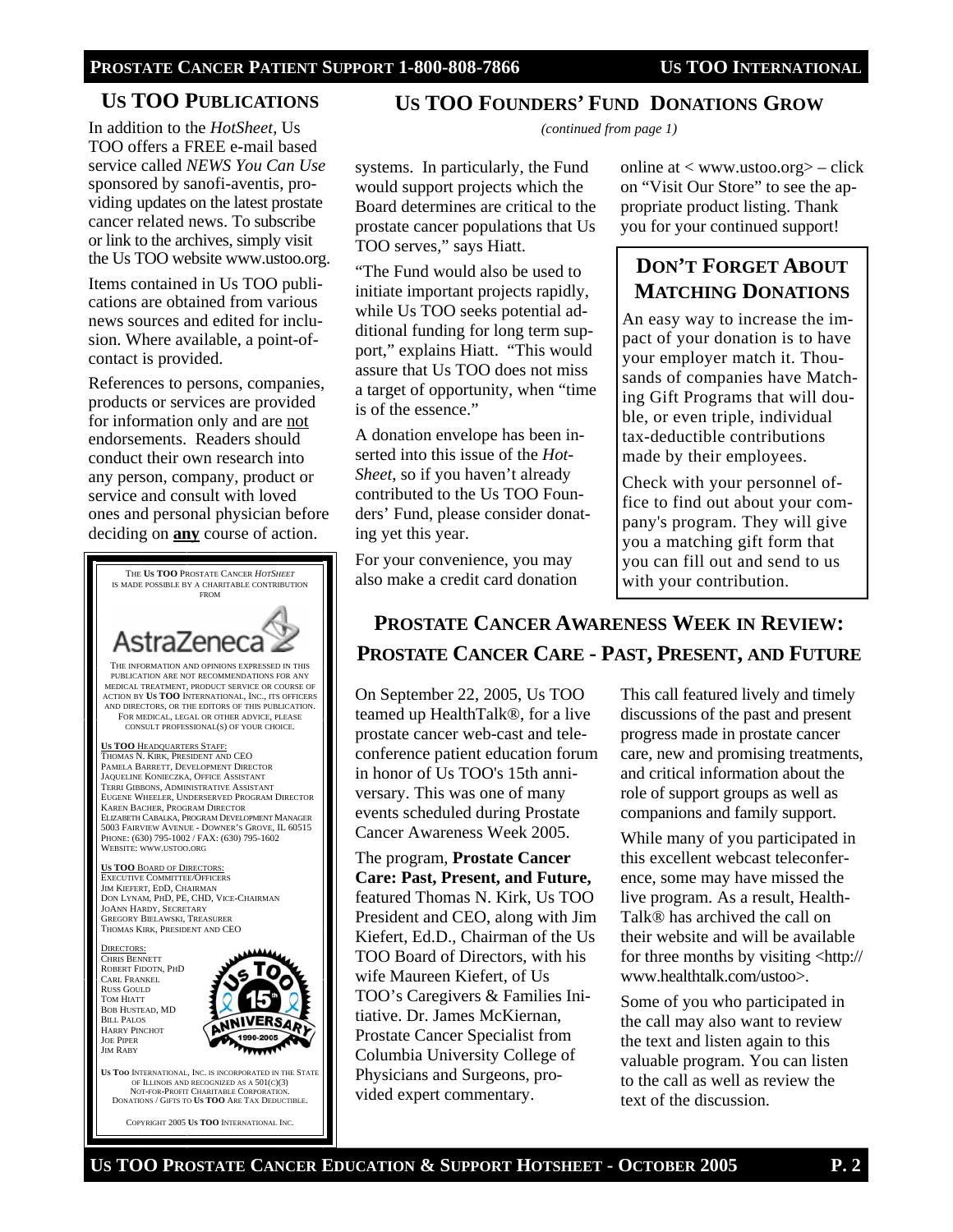## US TOO PUBLICATIONS

In addition to the *HotSheet*, Us TOO offers a FREE e-mail based service called *NEWS You Can Use* sponsored by sanofi-aventis, providing updates on the latest prostate cancer related news. To subscribe or link to the archives, simply visit the Us TOO website www.ustoo.org.

Items contained in Us TOO publications are obtained from various news sources and edited for inclusion. Where available, a point-of-contact is provided.

References to persons, companies, products or services are provided for information only and are not endorsements. Readers should conduct their own research into any person, company, product or service and consult with loved ones and personal physician before deciding on **any** course of action.

THE **US TOO** PROSTATE CANCER *HOTSHEET* IS MADE POSSIBLE BY A CHARITABLE CONTRIBUTION FROM

AstraZeneca

THE INFORMATION AND OPINIONS EXPRESSED IN THIS PUBLICATION ARE NOT RECOMMENDATIONS FOR ANY MEDICAL TREATMENT, PRODUCT SERVICE OR COURSE OF ACTION BY **US TOO** INTERNATIONAL, INC., ITS OFFICERS AND DIRECTORS, OR THE EDITORS OF THIS PUBLICATION. FOR MEDICAL, LEGAL OR OTHER ADVICE, PLEASE CONSULT PROFESSIONAL(S) OF YOUR CHOICE.

**US TOO** HEADQUARTERS STAFF:
THOMAS N. KIRK, PRESIDENT AND CEO
PAMELA BARRETT, DEVELOPMENT DIRECTOR
JAQUELINE KONIECZKA, OFFICE ASSISTANT
TERRI GIBBONS, ADMINISTRATIVE ASSISTANT
EUGENE WHEELER, UNDERSERVED PROGRAM DIRECTOR
KAREN BACHER, PROGRAM DIRECTOR
ELIZABETH CABALKA, PROGRAM DEVELOPMENT MANAGER
5003 FAIRVIEW AVENUE - DOWNER'S GROVE, IL 60515
PHONE: (630) 795-1002 / FAX: (630) 795-1602
WEBSITE: WWW.USTOO.ORG

**US TOO** BOARD OF DIRECTORS:
EXECUTIVE COMMITTEE/OFFICERS
JIM KIEFERT, EDD, CHAIRMAN
DON LYNAM, PHD, PE, CHD, VICE-CHAIRMAN
JOANN HARDY, SECRETARY
GREGORY BIELAWSKI, TREASURER
THOMAS KIRK, PRESIDENT AND CEO

DIRECTORS:
CHRIS BENNETT
ROBERT FIDOTN, PHD
CARL FRANKEL
RUSS GOULD
TOM HIATT
BOB HUSTEAD, MD
BILL PALOS
HARRY PINCHOT
JOE PIPER
JIM RABY

**US TOO** INTERNATIONAL, INC. IS INCORPORATED IN THE STATE OF ILLINOIS AND RECOGNIZED AS A 501(C)(3) NOT-FOR-PROFIT CHARITABLE CORPORATION. DONATIONS / GIFTS TO **US TOO** ARE TAX DEDUCTIBLE.

COPYRIGHT 2005 **US TOO** INTERNATIONAL INC.

## US TOO FOUNDERS' FUND DONATIONS GROW

*(continued from page 1)*

systems. In particularly, the Fund would support projects which the Board determines are critical to the prostate cancer populations that Us TOO serves," says Hiatt.

"The Fund would also be used to initiate important projects rapidly, while Us TOO seeks potential additional funding for long term support," explains Hiatt. "This would assure that Us TOO does not miss a target of opportunity, when "time is of the essence."

A donation envelope has been inserted into this issue of the *Hot-Sheet*, so if you haven't already contributed to the Us TOO Founders' Fund, please consider donating yet this year.

For your convenience, you may also make a credit card donation online at < www.ustoo.org> – click on "Visit Our Store" to see the appropriate product listing. Thank you for your continued support!

### DON'T FORGET ABOUT MATCHING DONATIONS

An easy way to increase the impact of your donation is to have your employer match it. Thousands of companies have Matching Gift Programs that will double, or even triple, individual tax-deductible contributions made by their employees.

Check with your personnel office to find out about your company's program. They will give you a matching gift form that you can fill out and send to us with your contribution.

## PROSTATE CANCER AWARENESS WEEK IN REVIEW: PROSTATE CANCER CARE - PAST, PRESENT, AND FUTURE

On September 22, 2005, Us TOO teamed up HealthTalk®, for a live prostate cancer web-cast and teleconference patient education forum in honor of Us TOO's 15th anniversary. This was one of many events scheduled during Prostate Cancer Awareness Week 2005.

The program, **Prostate Cancer Care: Past, Present, and Future,** featured Thomas N. Kirk, Us TOO President and CEO, along with Jim Kiefert, Ed.D., Chairman of the Us TOO Board of Directors, with his wife Maureen Kiefert, of Us TOO's Caregivers & Families Initiative. Dr. James McKiernan, Prostate Cancer Specialist from Columbia University College of Physicians and Surgeons, provided expert commentary.

This call featured lively and timely discussions of the past and present progress made in prostate cancer care, new and promising treatments, and critical information about the role of support groups as well as companions and family support.

While many of you participated in this excellent webcast teleconference, some may have missed the live program. As a result, HealthTalk® has archived the call on their website and will be available for three months by visiting <http://www.healthtalk.com/ustoo>.

Some of you who participated in the call may also want to review the text and listen again to this valuable program. You can listen to the call as well as review the text of the discussion.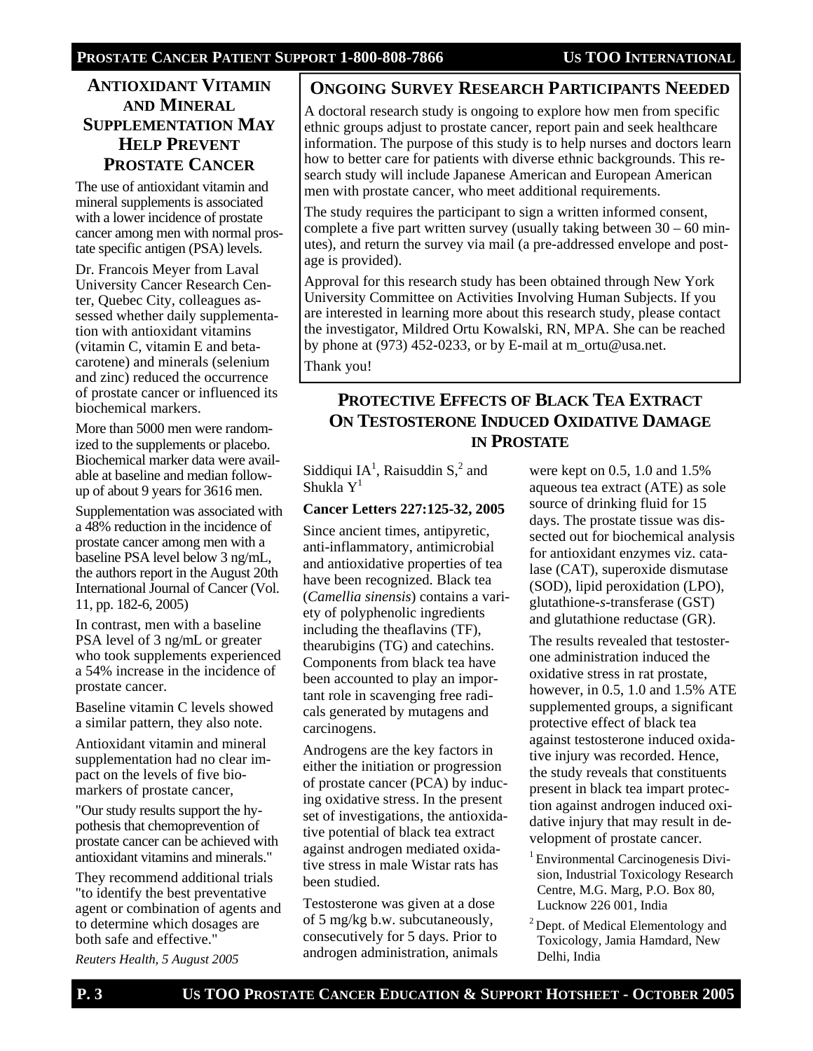## Antioxidant Vitamin and Mineral Supplementation May Help Prevent Prostate Cancer

The use of antioxidant vitamin and mineral supplements is associated with a lower incidence of prostate cancer among men with normal prostate specific antigen (PSA) levels.

Dr. Francois Meyer from Laval University Cancer Research Center, Quebec City, colleagues assessed whether daily supplementation with antioxidant vitamins (vitamin C, vitamin E and beta-carotene) and minerals (selenium and zinc) reduced the occurrence of prostate cancer or influenced its biochemical markers.

More than 5000 men were randomized to the supplements or placebo. Biochemical marker data were available at baseline and median follow-up of about 9 years for 3616 men.

Supplementation was associated with a 48% reduction in the incidence of prostate cancer among men with a baseline PSA level below 3 ng/mL, the authors report in the August 20th International Journal of Cancer (Vol. 11, pp. 182-6, 2005)

In contrast, men with a baseline PSA level of 3 ng/mL or greater who took supplements experienced a 54% increase in the incidence of prostate cancer.

Baseline vitamin C levels showed a similar pattern, they also note.

Antioxidant vitamin and mineral supplementation had no clear impact on the levels of five biomarkers of prostate cancer,

"Our study results support the hypothesis that chemoprevention of prostate cancer can be achieved with antioxidant vitamins and minerals."

They recommend additional trials "to identify the best preventative agent or combination of agents and to determine which dosages are both safe and effective."

*Reuters Health, 5 August 2005*

## Ongoing Survey Research Participants Needed

A doctoral research study is ongoing to explore how men from specific ethnic groups adjust to prostate cancer, report pain and seek healthcare information. The purpose of this study is to help nurses and doctors learn how to better care for patients with diverse ethnic backgrounds. This research study will include Japanese American and European American men with prostate cancer, who meet additional requirements.

The study requires the participant to sign a written informed consent, complete a five part written survey (usually taking between 30 – 60 minutes), and return the survey via mail (a pre-addressed envelope and postage is provided).

Approval for this research study has been obtained through New York University Committee on Activities Involving Human Subjects. If you are interested in learning more about this research study, please contact the investigator, Mildred Ortu Kowalski, RN, MPA. She can be reached by phone at (973) 452-0233, or by E-mail at m_ortu@usa.net.

Thank you!

## Protective Effects of Black Tea Extract on Testosterone Induced Oxidative Damage in Prostate

Siddiqui IA[1], Raisuddin S,[2] and Shukla Y[1]

**Cancer Letters 227:125-32, 2005**

Since ancient times, antipyretic, anti-inflammatory, antimicrobial and antioxidative properties of tea have been recognized. Black tea (*Camellia sinensis*) contains a variety of polyphenolic ingredients including the theaflavins (TF), thearubigins (TG) and catechins. Components from black tea have been accounted to play an important role in scavenging free radicals generated by mutagens and carcinogens.

Androgens are the key factors in either the initiation or progression of prostate cancer (PCA) by inducing oxidative stress. In the present set of investigations, the antioxidative potential of black tea extract against androgen mediated oxidative stress in male Wistar rats has been studied.

Testosterone was given at a dose of 5 mg/kg b.w. subcutaneously, consecutively for 5 days. Prior to androgen administration, animals were kept on 0.5, 1.0 and 1.5% aqueous tea extract (ATE) as sole source of drinking fluid for 15 days. The prostate tissue was dissected out for biochemical analysis for antioxidant enzymes viz. catalase (CAT), superoxide dismutase (SOD), lipid peroxidation (LPO), glutathione-*s*-transferase (GST) and glutathione reductase (GR).

The results revealed that testosterone administration induced the oxidative stress in rat prostate, however, in 0.5, 1.0 and 1.5% ATE supplemented groups, a significant protective effect of black tea against testosterone induced oxidative injury was recorded. Hence, the study reveals that constituents present in black tea impart protection against androgen induced oxidative injury that may result in development of prostate cancer.

[1] Environmental Carcinogenesis Division, Industrial Toxicology Research Centre, M.G. Marg, P.O. Box 80, Lucknow 226 001, India

[2] Dept. of Medical Elementology and Toxicology, Jamia Hamdard, New Delhi, India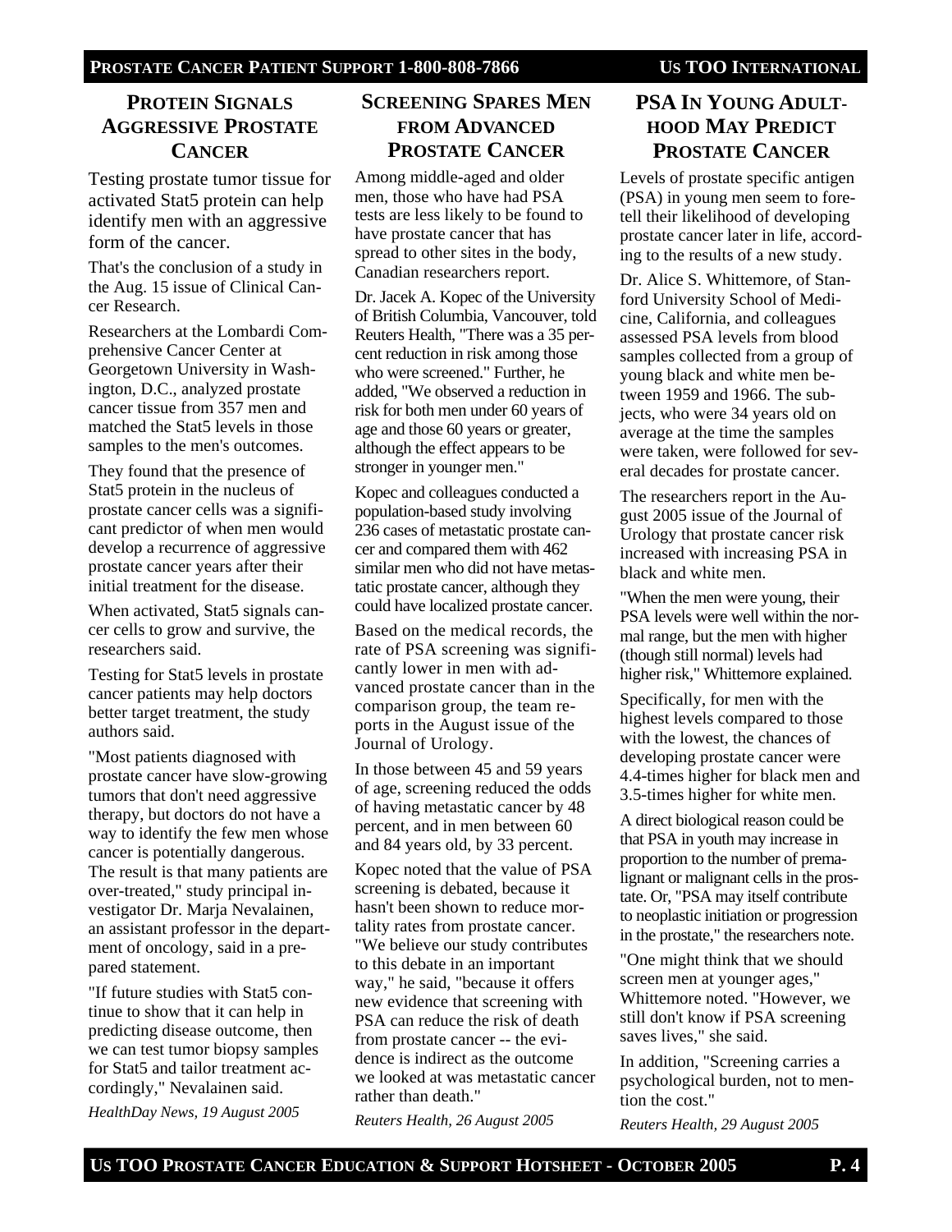## Protein Signals Aggressive Prostate Cancer

Testing prostate tumor tissue for activated Stat5 protein can help identify men with an aggressive form of the cancer.

That's the conclusion of a study in the Aug. 15 issue of Clinical Cancer Research.

Researchers at the Lombardi Comprehensive Cancer Center at Georgetown University in Washington, D.C., analyzed prostate cancer tissue from 357 men and matched the Stat5 levels in those samples to the men's outcomes.

They found that the presence of Stat5 protein in the nucleus of prostate cancer cells was a significant predictor of when men would develop a recurrence of aggressive prostate cancer years after their initial treatment for the disease.

When activated, Stat5 signals cancer cells to grow and survive, the researchers said.

Testing for Stat5 levels in prostate cancer patients may help doctors better target treatment, the study authors said.

"Most patients diagnosed with prostate cancer have slow-growing tumors that don't need aggressive therapy, but doctors do not have a way to identify the few men whose cancer is potentially dangerous. The result is that many patients are over-treated," study principal investigator Dr. Marja Nevalainen, an assistant professor in the department of oncology, said in a prepared statement.

"If future studies with Stat5 continue to show that it can help in predicting disease outcome, then we can test tumor biopsy samples for Stat5 and tailor treatment accordingly," Nevalainen said.

*HealthDay News, 19 August 2005*

## Screening Spares Men from Advanced Prostate Cancer

Among middle-aged and older men, those who have had PSA tests are less likely to be found to have prostate cancer that has spread to other sites in the body, Canadian researchers report.

Dr. Jacek A. Kopec of the University of British Columbia, Vancouver, told Reuters Health, "There was a 35 percent reduction in risk among those who were screened." Further, he added, "We observed a reduction in risk for both men under 60 years of age and those 60 years or greater, although the effect appears to be stronger in younger men."

Kopec and colleagues conducted a population-based study involving 236 cases of metastatic prostate cancer and compared them with 462 similar men who did not have metastatic prostate cancer, although they could have localized prostate cancer.

Based on the medical records, the rate of PSA screening was significantly lower in men with advanced prostate cancer than in the comparison group, the team reports in the August issue of the Journal of Urology.

In those between 45 and 59 years of age, screening reduced the odds of having metastatic cancer by 48 percent, and in men between 60 and 84 years old, by 33 percent.

Kopec noted that the value of PSA screening is debated, because it hasn't been shown to reduce mortality rates from prostate cancer. "We believe our study contributes to this debate in an important way," he said, "because it offers new evidence that screening with PSA can reduce the risk of death from prostate cancer -- the evidence is indirect as the outcome we looked at was metastatic cancer rather than death."

*Reuters Health, 26 August 2005*

## PSA in Young Adulthood May Predict Prostate Cancer

Levels of prostate specific antigen (PSA) in young men seem to foretell their likelihood of developing prostate cancer later in life, according to the results of a new study.

Dr. Alice S. Whittemore, of Stanford University School of Medicine, California, and colleagues assessed PSA levels from blood samples collected from a group of young black and white men between 1959 and 1966. The subjects, who were 34 years old on average at the time the samples were taken, were followed for several decades for prostate cancer.

The researchers report in the August 2005 issue of the Journal of Urology that prostate cancer risk increased with increasing PSA in black and white men.

"When the men were young, their PSA levels were well within the normal range, but the men with higher (though still normal) levels had higher risk," Whittemore explained.

Specifically, for men with the highest levels compared to those with the lowest, the chances of developing prostate cancer were 4.4-times higher for black men and 3.5-times higher for white men.

A direct biological reason could be that PSA in youth may increase in proportion to the number of premalignant or malignant cells in the prostate. Or, "PSA may itself contribute to neoplastic initiation or progression in the prostate," the researchers note.

"One might think that we should screen men at younger ages," Whittemore noted. "However, we still don't know if PSA screening saves lives," she said.

In addition, "Screening carries a psychological burden, not to mention the cost."

*Reuters Health, 29 August 2005*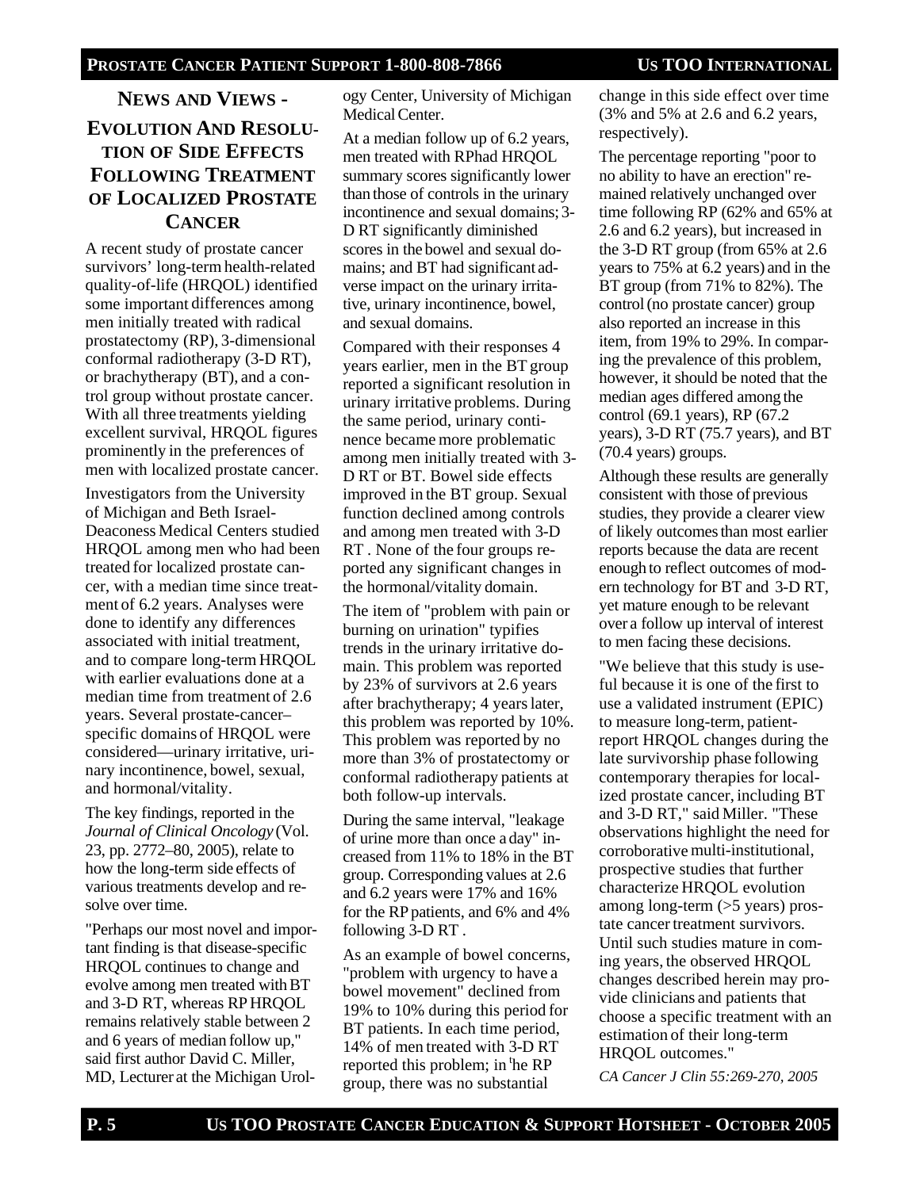## News and Views - Evolution And Resolution of Side Effects Following Treatment of Localized Prostate Cancer

A recent study of prostate cancer survivors' long-term health-related quality-of-life (HRQOL) identified some important differences among men initially treated with radical prostatectomy (RP), 3-dimensional conformal radiotherapy (3-D RT), or brachytherapy (BT), and a control group without prostate cancer. With all three treatments yielding excellent survival, HRQOL figures prominently in the preferences of men with localized prostate cancer.

Investigators from the University of Michigan and Beth Israel-Deaconess Medical Centers studied HRQOL among men who had been treated for localized prostate cancer, with a median time since treatment of 6.2 years. Analyses were done to identify any differences associated with initial treatment, and to compare long-term HRQOL with earlier evaluations done at a median time from treatment of 2.6 years. Several prostate-cancer–specific domains of HRQOL were considered—urinary irritative, urinary incontinence, bowel, sexual, and hormonal/vitality.

The key findings, reported in the *Journal of Clinical Oncology* (Vol. 23, pp. 2772–80, 2005), relate to how the long-term side effects of various treatments develop and resolve over time.

"Perhaps our most novel and important finding is that disease-specific HRQOL continues to change and evolve among men treated with BT and 3-D RT, whereas RP HRQOL remains relatively stable between 2 and 6 years of median follow up," said first author David C. Miller, MD, Lecturer at the Michigan Urology Center, University of Michigan Medical Center.

At a median follow up of 6.2 years, men treated with RPhad HRQOL summary scores significantly lower than those of controls in the urinary incontinence and sexual domains; 3-D RT significantly diminished scores in the bowel and sexual domains; and BT had significant adverse impact on the urinary irritative, urinary incontinence, bowel, and sexual domains.

Compared with their responses 4 years earlier, men in the BT group reported a significant resolution in urinary irritative problems. During the same period, urinary continence became more problematic among men initially treated with 3-D RT or BT. Bowel side effects improved in the BT group. Sexual function declined among controls and among men treated with 3-D RT . None of the four groups reported any significant changes in the hormonal/vitality domain.

The item of "problem with pain or burning on urination" typifies trends in the urinary irritative domain. This problem was reported by 23% of survivors at 2.6 years after brachytherapy; 4 years later, this problem was reported by 10%. This problem was reported by no more than 3% of prostatectomy or conformal radiotherapy patients at both follow-up intervals.

During the same interval, "leakage of urine more than once a day" increased from 11% to 18% in the BT group. Corresponding values at 2.6 and 6.2 years were 17% and 16% for the RP patients, and 6% and 4% following 3-D RT .

As an example of bowel concerns, "problem with urgency to have a bowel movement" declined from 19% to 10% during this period for BT patients. In each time period, 14% of men treated with 3-D RT reported this problem; in the RP group, there was no substantial change in this side effect over time (3% and 5% at 2.6 and 6.2 years, respectively).

The percentage reporting "poor to no ability to have an erection" remained relatively unchanged over time following RP (62% and 65% at 2.6 and 6.2 years), but increased in the 3-D RT group (from 65% at 2.6 years to 75% at 6.2 years) and in the BT group (from 71% to 82%). The control (no prostate cancer) group also reported an increase in this item, from 19% to 29%. In comparing the prevalence of this problem, however, it should be noted that the median ages differed among the control (69.1 years), RP (67.2 years), 3-D RT (75.7 years), and BT (70.4 years) groups.

Although these results are generally consistent with those of previous studies, they provide a clearer view of likely outcomes than most earlier reports because the data are recent enough to reflect outcomes of modern technology for BT and 3-D RT, yet mature enough to be relevant over a follow up interval of interest to men facing these decisions.

"We believe that this study is useful because it is one of the first to use a validated instrument (EPIC) to measure long-term, patient-report HRQOL changes during the late survivorship phase following contemporary therapies for localized prostate cancer, including BT and 3-D RT," said Miller. "These observations highlight the need for corroborative multi-institutional, prospective studies that further characterize HRQOL evolution among long-term (>5 years) prostate cancer treatment survivors. Until such studies mature in coming years, the observed HRQOL changes described herein may provide clinicians and patients that choose a specific treatment with an estimation of their long-term HRQOL outcomes."

*CA Cancer J Clin 55:269-270, 2005*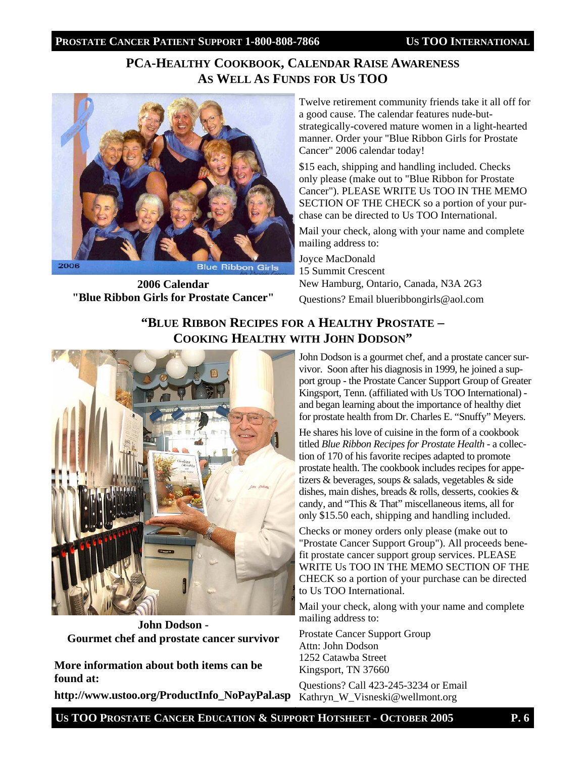## PCA-HEALTHY COOKBOOK, CALENDAR RAISE AWARENESS AS WELL AS FUNDS FOR US TOO

**2006 Calendar "Blue Ribbon Girls for Prostate Cancer"**

Twelve retirement community friends take it all off for a good cause. The calendar features nude-but-strategically-covered mature women in a light-hearted manner. Order your "Blue Ribbon Girls for Prostate Cancer" 2006 calendar today!

$15 each, shipping and handling included. Checks only please (make out to "Blue Ribbon for Prostate Cancer"). PLEASE WRITE Us TOO IN THE MEMO SECTION OF THE CHECK so a portion of your purchase can be directed to Us TOO International.

Mail your check, along with your name and complete mailing address to:

Joyce MacDonald
15 Summit Crescent
New Hamburg, Ontario, Canada, N3A 2G3

Questions? Email blueribbongirls@aol.com

## "BLUE RIBBON RECIPES FOR A HEALTHY PROSTATE – COOKING HEALTHY WITH JOHN DODSON"

**John Dodson - Gourmet chef and prostate cancer survivor**

John Dodson is a gourmet chef, and a prostate cancer survivor. Soon after his diagnosis in 1999, he joined a support group - the Prostate Cancer Support Group of Greater Kingsport, Tenn. (affiliated with Us TOO International) - and began learning about the importance of healthy diet for prostate health from Dr. Charles E. "Snuffy" Meyers.

He shares his love of cuisine in the form of a cookbook titled *Blue Ribbon Recipes for Prostate Health* - a collection of 170 of his favorite recipes adapted to promote prostate health. The cookbook includes recipes for appetizers & beverages, soups & salads, vegetables & side dishes, main dishes, breads & rolls, desserts, cookies & candy, and "This & That" miscellaneous items, all for only $15.50 each, shipping and handling included.

Checks or money orders only please (make out to "Prostate Cancer Support Group"). All proceeds benefit prostate cancer support group services. PLEASE WRITE Us TOO IN THE MEMO SECTION OF THE CHECK so a portion of your purchase can be directed to Us TOO International.

Mail your check, along with your name and complete mailing address to:

Prostate Cancer Support Group
Attn: John Dodson
1252 Catawba Street
Kingsport, TN 37660

Questions? Call 423-245-3234 or Email Kathryn_W_Visneski@wellmont.org

**More information about both items can be found at:**

**http://www.ustoo.org/ProductInfo_NoPayPal.asp**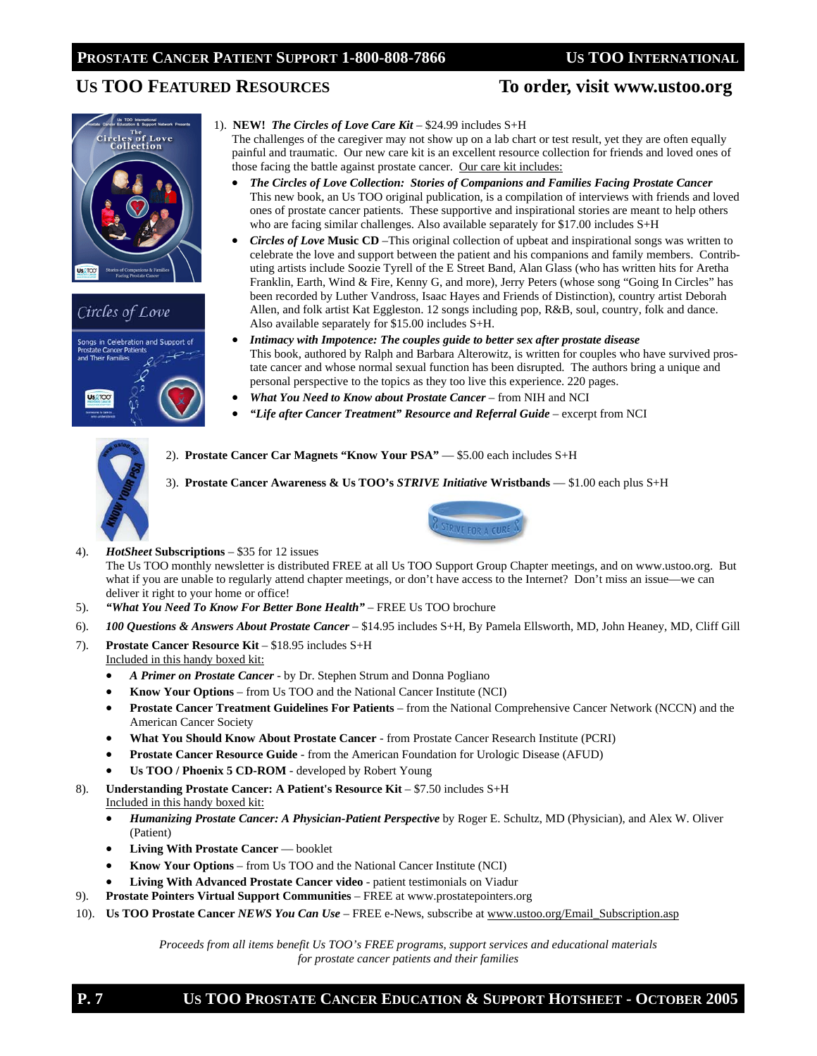## US TOO FEATURED RESOURCES

**To order, visit www.ustoo.org**

1). **NEW!** ***The Circles of Love Care Kit*** – $24.99 includes S+H
The challenges of the caregiver may not show up on a lab chart or test result, yet they are often equally painful and traumatic. Our new care kit is an excellent resource collection for friends and loved ones of those facing the battle against prostate cancer. Our care kit includes:

- ***The Circles of Love Collection: Stories of Companions and Families Facing Prostate Cancer***
This new book, an Us TOO original publication, is a compilation of interviews with friends and loved ones of prostate cancer patients. These supportive and inspirational stories are meant to help others who are facing similar challenges. Also available separately for $17.00 includes S+H
- ***Circles of Love*** **Music CD** –This original collection of upbeat and inspirational songs was written to celebrate the love and support between the patient and his companions and family members. Contributing artists include Soozie Tyrell of the E Street Band, Alan Glass (who has written hits for Aretha Franklin, Earth, Wind & Fire, Kenny G, and more), Jerry Peters (whose song "Going In Circles" has been recorded by Luther Vandross, Isaac Hayes and Friends of Distinction), country artist Deborah Allen, and folk artist Kat Eggleston. 12 songs including pop, R&B, soul, country, folk and dance. Also available separately for $15.00 includes S+H.
- ***Intimacy with Impotence: The couples guide to better sex after prostate disease***
This book, authored by Ralph and Barbara Alterowitz, is written for couples who have survived prostate cancer and whose normal sexual function has been disrupted. The authors bring a unique and personal perspective to the topics as they too live this experience. 220 pages.
- ***What You Need to Know about Prostate Cancer*** – from NIH and NCI
- ***"Life after Cancer Treatment" Resource and Referral Guide*** – excerpt from NCI

2). **Prostate Cancer Car Magnets "Know Your PSA"** — $5.00 each includes S+H

3). **Prostate Cancer Awareness & Us TOO's *STRIVE Initiative* Wristbands** — $1.00 each plus S+H

4). ***HotSheet* Subscriptions** – $35 for 12 issues
The Us TOO monthly newsletter is distributed FREE at all Us TOO Support Group Chapter meetings, and on www.ustoo.org. But what if you are unable to regularly attend chapter meetings, or don't have access to the Internet? Don't miss an issue—we can deliver it right to your home or office!

5). ***"What You Need To Know For Better Bone Health"*** – FREE Us TOO brochure

6). ***100 Questions & Answers About Prostate Cancer*** – $14.95 includes S+H, By Pamela Ellsworth, MD, John Heaney, MD, Cliff Gill

7). **Prostate Cancer Resource Kit** – $18.95 includes S+H
Included in this handy boxed kit:

- ***A Primer on Prostate Cancer*** - by Dr. Stephen Strum and Donna Pogliano
- **Know Your Options** – from Us TOO and the National Cancer Institute (NCI)
- **Prostate Cancer Treatment Guidelines For Patients** – from the National Comprehensive Cancer Network (NCCN) and the American Cancer Society
- **What You Should Know About Prostate Cancer** - from Prostate Cancer Research Institute (PCRI)
- **Prostate Cancer Resource Guide** - from the American Foundation for Urologic Disease (AFUD)
- **Us TOO / Phoenix 5 CD-ROM** - developed by Robert Young

8). **Understanding Prostate Cancer: A Patient's Resource Kit** – $7.50 includes S+H
Included in this handy boxed kit:

- ***Humanizing Prostate Cancer: A Physician-Patient Perspective*** by Roger E. Schultz, MD (Physician), and Alex W. Oliver (Patient)
- **Living With Prostate Cancer** — booklet
- **Know Your Options** – from Us TOO and the National Cancer Institute (NCI)
- **Living With Advanced Prostate Cancer video** - patient testimonials on Viadur

9). **Prostate Pointers Virtual Support Communities** – FREE at www.prostatepointers.org

10). **Us TOO Prostate Cancer *NEWS You Can Use*** – FREE e-News, subscribe at www.ustoo.org/Email_Subscription.asp

*Proceeds from all items benefit Us TOO's FREE programs, support services and educational materials for prostate cancer patients and their families*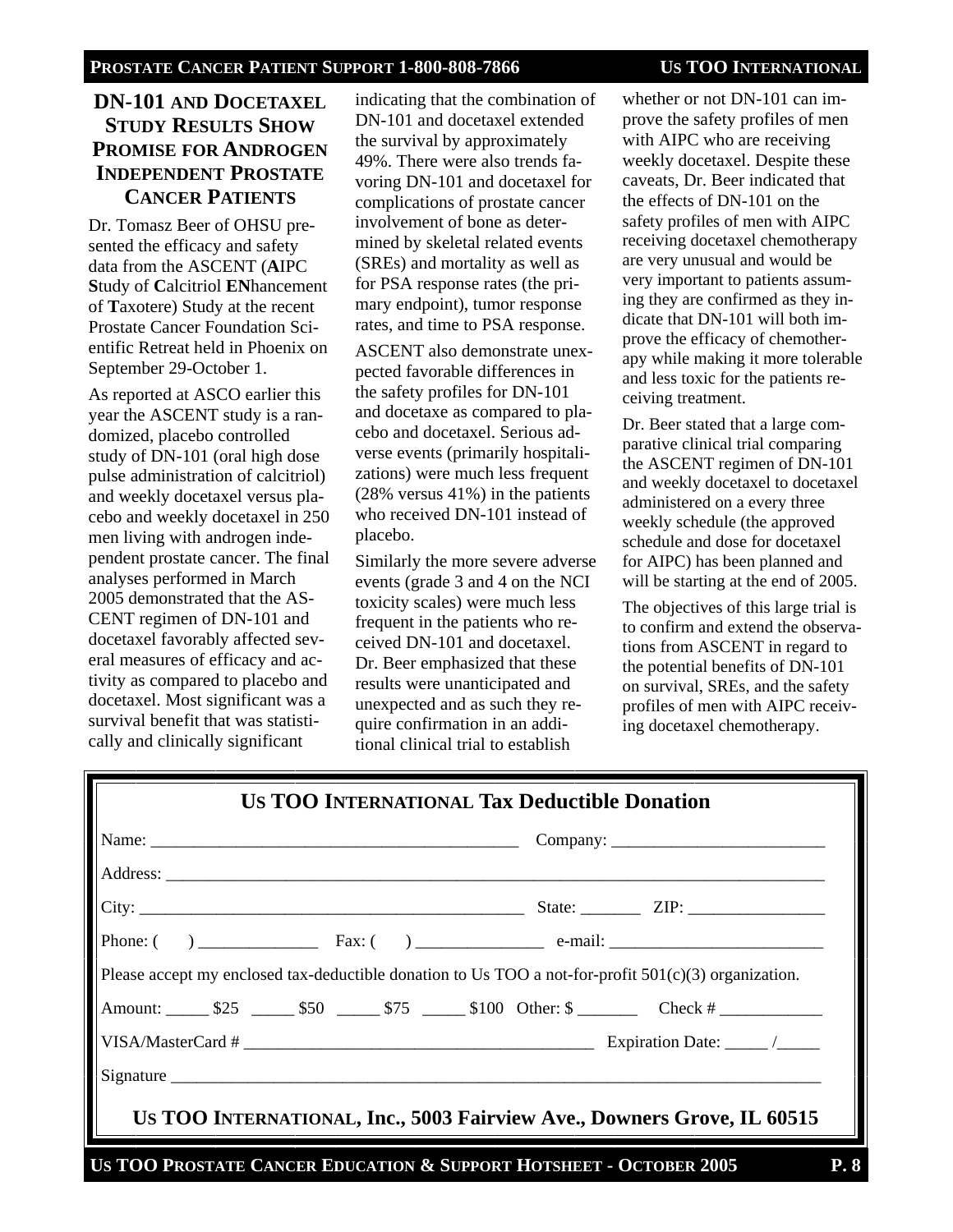## DN-101 and Docetaxel Study Results Show Promise for Androgen Independent Prostate Cancer Patients

Dr. Tomasz Beer of OHSU presented the efficacy and safety data from the ASCENT (**A**IPC **S**tudy of **C**alcitriol **EN**hancement of **T**axotere) Study at the recent Prostate Cancer Foundation Scientific Retreat held in Phoenix on September 29-October 1.

As reported at ASCO earlier this year the ASCENT study is a randomized, placebo controlled study of DN-101 (oral high dose pulse administration of calcitriol) and weekly docetaxel versus placebo and weekly docetaxel in 250 men living with androgen independent prostate cancer. The final analyses performed in March 2005 demonstrated that the ASCENT regimen of DN-101 and docetaxel favorably affected several measures of efficacy and activity as compared to placebo and docetaxel. Most significant was a survival benefit that was statistically and clinically significant indicating that the combination of DN-101 and docetaxel extended the survival by approximately 49%. There were also trends favoring DN-101 and docetaxel for complications of prostate cancer involvement of bone as determined by skeletal related events (SREs) and mortality as well as for PSA response rates (the primary endpoint), tumor response rates, and time to PSA response.

ASCENT also demonstrate unexpected favorable differences in the safety profiles for DN-101 and docetaxe as compared to placebo and docetaxel. Serious adverse events (primarily hospitalizations) were much less frequent (28% versus 41%) in the patients who received DN-101 instead of placebo.

Similarly the more severe adverse events (grade 3 and 4 on the NCI toxicity scales) were much less frequent in the patients who received DN-101 and docetaxel. Dr. Beer emphasized that these results were unanticipated and unexpected and as such they require confirmation in an additional clinical trial to establish whether or not DN-101 can improve the safety profiles of men with AIPC who are receiving weekly docetaxel. Despite these caveats, Dr. Beer indicated that the effects of DN-101 on the safety profiles of men with AIPC receiving docetaxel chemotherapy are very unusual and would be very important to patients assuming they are confirmed as they indicate that DN-101 will both improve the efficacy of chemotherapy while making it more tolerable and less toxic for the patients receiving treatment.

Dr. Beer stated that a large comparative clinical trial comparing the ASCENT regimen of DN-101 and weekly docetaxel to docetaxel administered on a every three weekly schedule (the approved schedule and dose for docetaxel for AIPC) has been planned and will be starting at the end of 2005.

The objectives of this large trial is to confirm and extend the observations from ASCENT in regard to the potential benefits of DN-101 on survival, SREs, and the safety profiles of men with AIPC receiving docetaxel chemotherapy.

---

### Us TOO International Tax Deductible Donation

Name: ________________________________________ Company: ______________________

Address: ______________________________________________________________________

City: ________________________________________ State: _______ ZIP: ______________

Phone: ( ) _____________ Fax: ( ) ______________ e-mail: ______________________

Please accept my enclosed tax-deductible donation to Us TOO a not-for-profit 501(c)(3) organization.

Amount: _____ $25 _____ $50 _____ $75 _____ $100 Other: $ _______ Check # ___________

VISA/MasterCard # ______________________________________ Expiration Date: _____ /_____

Signature ______________________________________________________________________

**Us TOO International, Inc., 5003 Fairview Ave., Downers Grove, IL 60515**